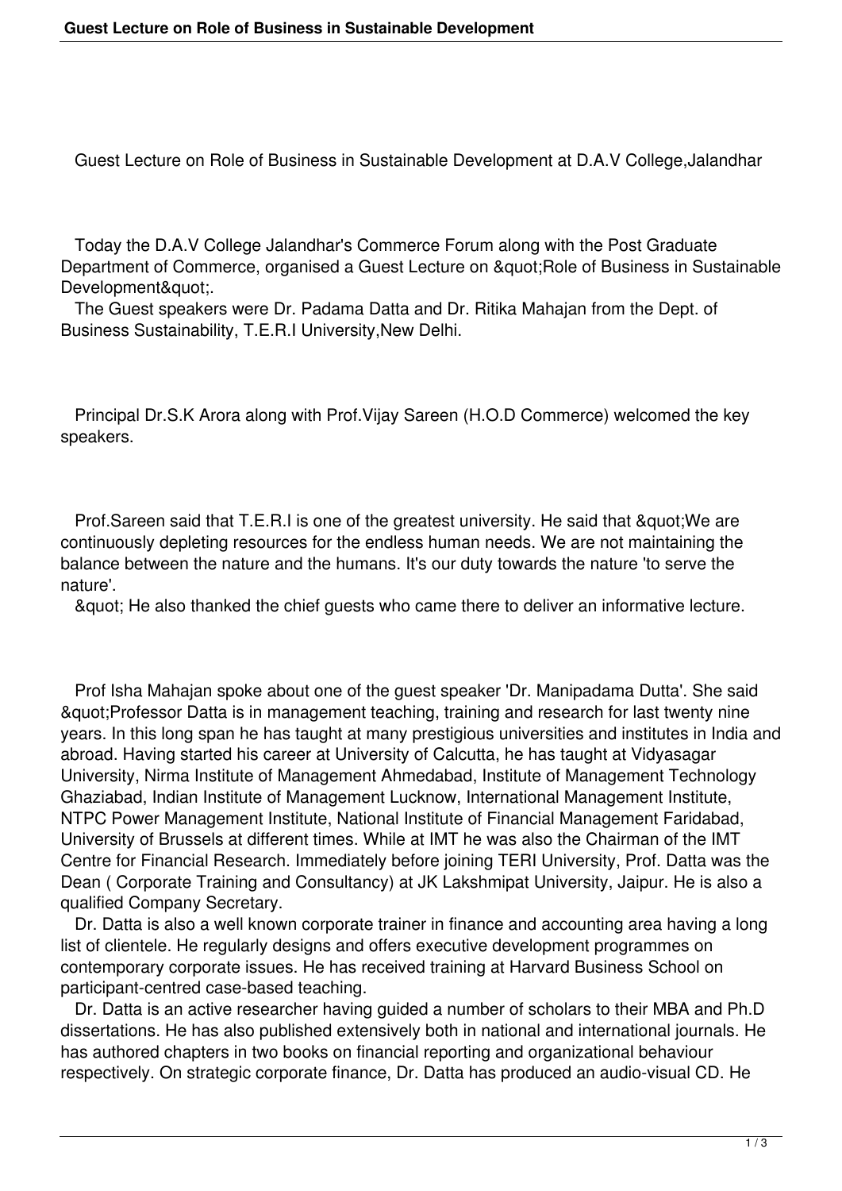# Guest Lecture on Role of Business in Sustainable Development at D.A.V College,Jalandhar

Today the D.A.V College Jalandhar's Commerce Forum along with the Post Graduate Department of Commerce, organised a Guest Lecture on &quot;Role of Business in Sustainable Development&quot;.

The Guest speakers were Dr. Padama Datta and Dr. Ritika Mahajan from the Dept. of Business Sustainability, T.E.R.I University,New Delhi.

Principal Dr.S.K Arora along with Prof.Vijay Sareen (H.O.D Commerce) welcomed the key speakers.

Prof.Sareen said that T.E.R.I is one of the greatest university. He said that &quot;We are continuously depleting resources for the endless human needs. We are not maintaining the balance between the nature and the humans. It's our duty towards the nature 'to serve the nature'.

&quot; He also thanked the chief guests who came there to deliver an informative lecture.

Prof Isha Mahajan spoke about one of the guest speaker 'Dr. Manipadama Dutta'. She said &quot;Professor Datta is in management teaching, training and research for last twenty nine years. In this long span he has taught at many prestigious universities and institutes in India and abroad. Having started his career at University of Calcutta, he has taught at Vidyasagar University, Nirma Institute of Management Ahmedabad, Institute of Management Technology Ghaziabad, Indian Institute of Management Lucknow, International Management Institute, NTPC Power Management Institute, National Institute of Financial Management Faridabad, University of Brussels at different times. While at IMT he was also the Chairman of the IMT Centre for Financial Research. Immediately before joining TERI University, Prof. Datta was the Dean ( Corporate Training and Consultancy) at JK Lakshmipat University, Jaipur. He is also a qualified Company Secretary.

Dr. Datta is also a well known corporate trainer in finance and accounting area having a long list of clientele. He regularly designs and offers executive development programmes on contemporary corporate issues. He has received training at Harvard Business School on participant-centred case-based teaching.

Dr. Datta is an active researcher having guided a number of scholars to their MBA and Ph.D dissertations. He has also published extensively both in national and international journals. He has authored chapters in two books on financial reporting and organizational behaviour respectively. On strategic corporate finance, Dr. Datta has produced an audio-visual CD. He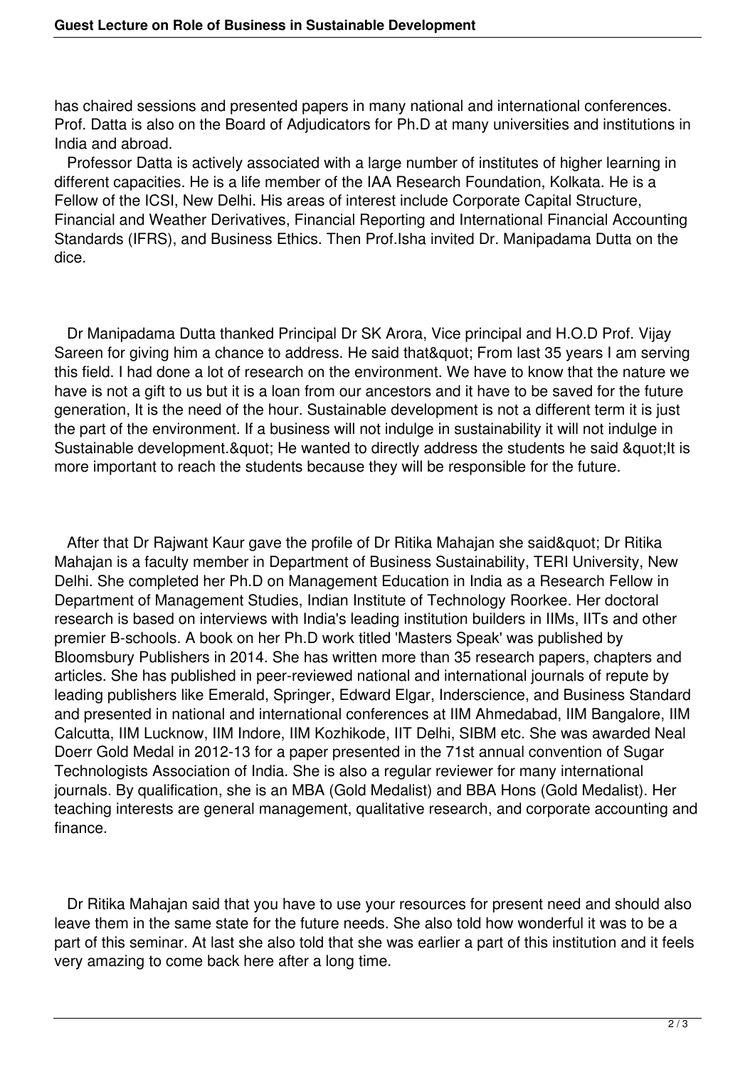has chaired sessions and presented papers in many national and international conferences. Prof. Datta is also on the Board of Adjudicators for Ph.D at many universities and institutions in India and abroad.

Professor Datta is actively associated with a large number of institutes of higher learning in different capacities. He is a life member of the IAA Research Foundation, Kolkata. He is a Fellow of the ICSI, New Delhi. His areas of interest include Corporate Capital Structure, Financial and Weather Derivatives, Financial Reporting and International Financial Accounting Standards (IFRS), and Business Ethics. Then Prof.Isha invited Dr. Manipadama Dutta on the dice.

Dr Manipadama Dutta thanked Principal Dr SK Arora, Vice principal and H.O.D Prof. Vijay Sareen for giving him a chance to address. He said that&quot; From last 35 years I am serving this field. I had done a lot of research on the environment. We have to know that the nature we have is not a gift to us but it is a loan from our ancestors and it have to be saved for the future generation, It is the need of the hour. Sustainable development is not a different term it is just the part of the environment. If a business will not indulge in sustainability it will not indulge in Sustainable development.&quot; He wanted to directly address the students he said &quot;It is more important to reach the students because they will be responsible for the future.

After that Dr Rajwant Kaur gave the profile of Dr Ritika Mahajan she said&quot; Dr Ritika Mahajan is a faculty member in Department of Business Sustainability, TERI University, New Delhi. She completed her Ph.D on Management Education in India as a Research Fellow in Department of Management Studies, Indian Institute of Technology Roorkee. Her doctoral research is based on interviews with India's leading institution builders in IIMs, IITs and other premier B-schools. A book on her Ph.D work titled 'Masters Speak' was published by Bloomsbury Publishers in 2014. She has written more than 35 research papers, chapters and articles. She has published in peer-reviewed national and international journals of repute by leading publishers like Emerald, Springer, Edward Elgar, Inderscience, and Business Standard and presented in national and international conferences at IIM Ahmedabad, IIM Bangalore, IIM Calcutta, IIM Lucknow, IIM Indore, IIM Kozhikode, IIT Delhi, SIBM etc. She was awarded Neal Doerr Gold Medal in 2012-13 for a paper presented in the 71st annual convention of Sugar Technologists Association of India. She is also a regular reviewer for many international journals. By qualification, she is an MBA (Gold Medalist) and BBA Hons (Gold Medalist). Her teaching interests are general management, qualitative research, and corporate accounting and finance.

Dr Ritika Mahajan said that you have to use your resources for present need and should also leave them in the same state for the future needs. She also told how wonderful it was to be a part of this seminar. At last she also told that she was earlier a part of this institution and it feels very amazing to come back here after a long time.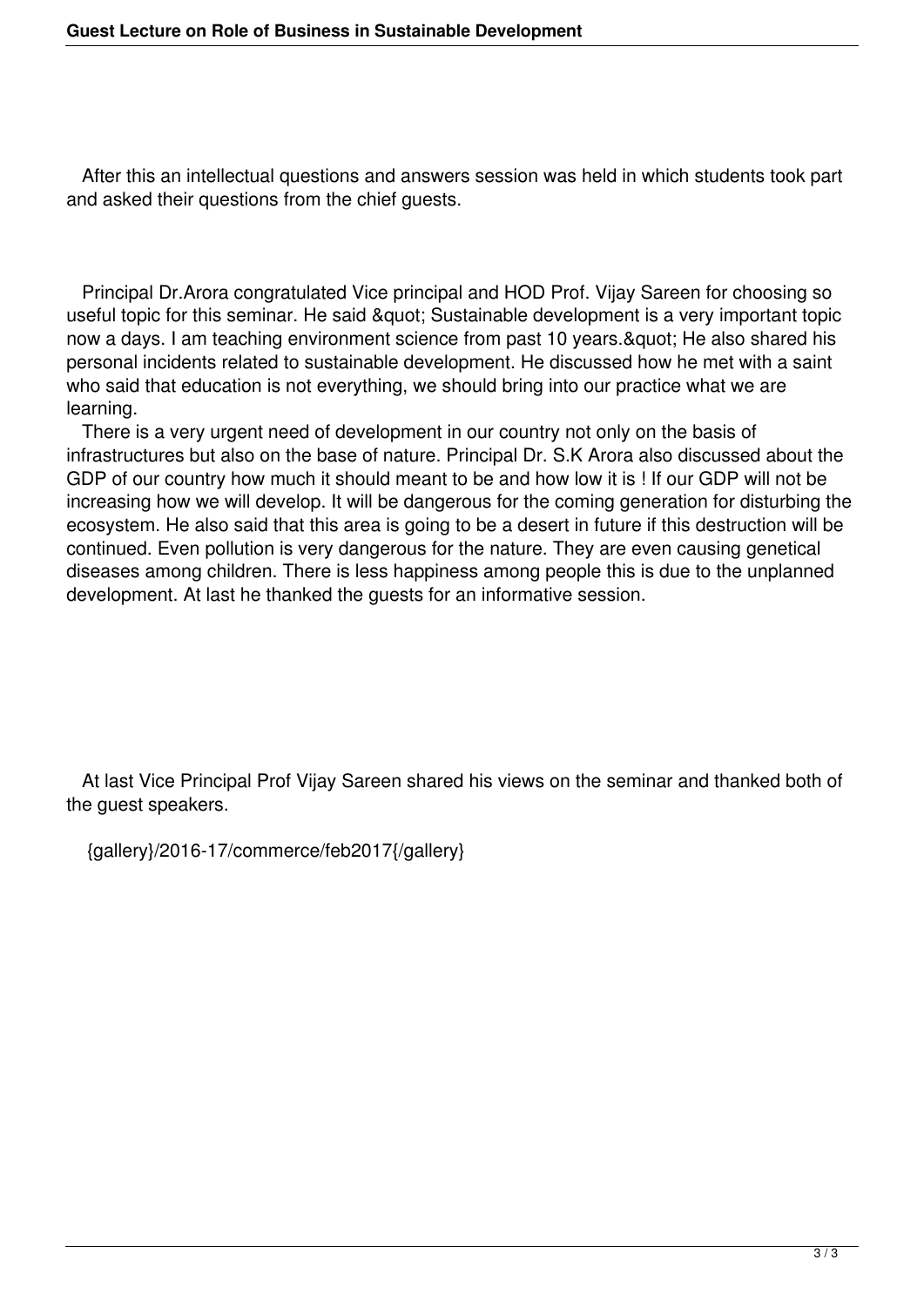After this an intellectual questions and answers session was held in which students took part and asked their questions from the chief guests.

Principal Dr.Arora congratulated Vice principal and HOD Prof. Vijay Sareen for choosing so useful topic for this seminar. He said &quot; Sustainable development is a very important topic now a days. I am teaching environment science from past 10 years.&quot; He also shared his personal incidents related to sustainable development. He discussed how he met with a saint who said that education is not everything, we should bring into our practice what we are learning.

There is a very urgent need of development in our country not only on the basis of infrastructures but also on the base of nature. Principal Dr. S.K Arora also discussed about the GDP of our country how much it should meant to be and how low it is ! If our GDP will not be increasing how we will develop. It will be dangerous for the coming generation for disturbing the ecosystem. He also said that this area is going to be a desert in future if this destruction will be continued. Even pollution is very dangerous for the nature. They are even causing genetical diseases among children. There is less happiness among people this is due to the unplanned development. At last he thanked the guests for an informative session.

At last Vice Principal Prof Vijay Sareen shared his views on the seminar and thanked both of the guest speakers.

{gallery}/2016-17/commerce/feb2017{/gallery}